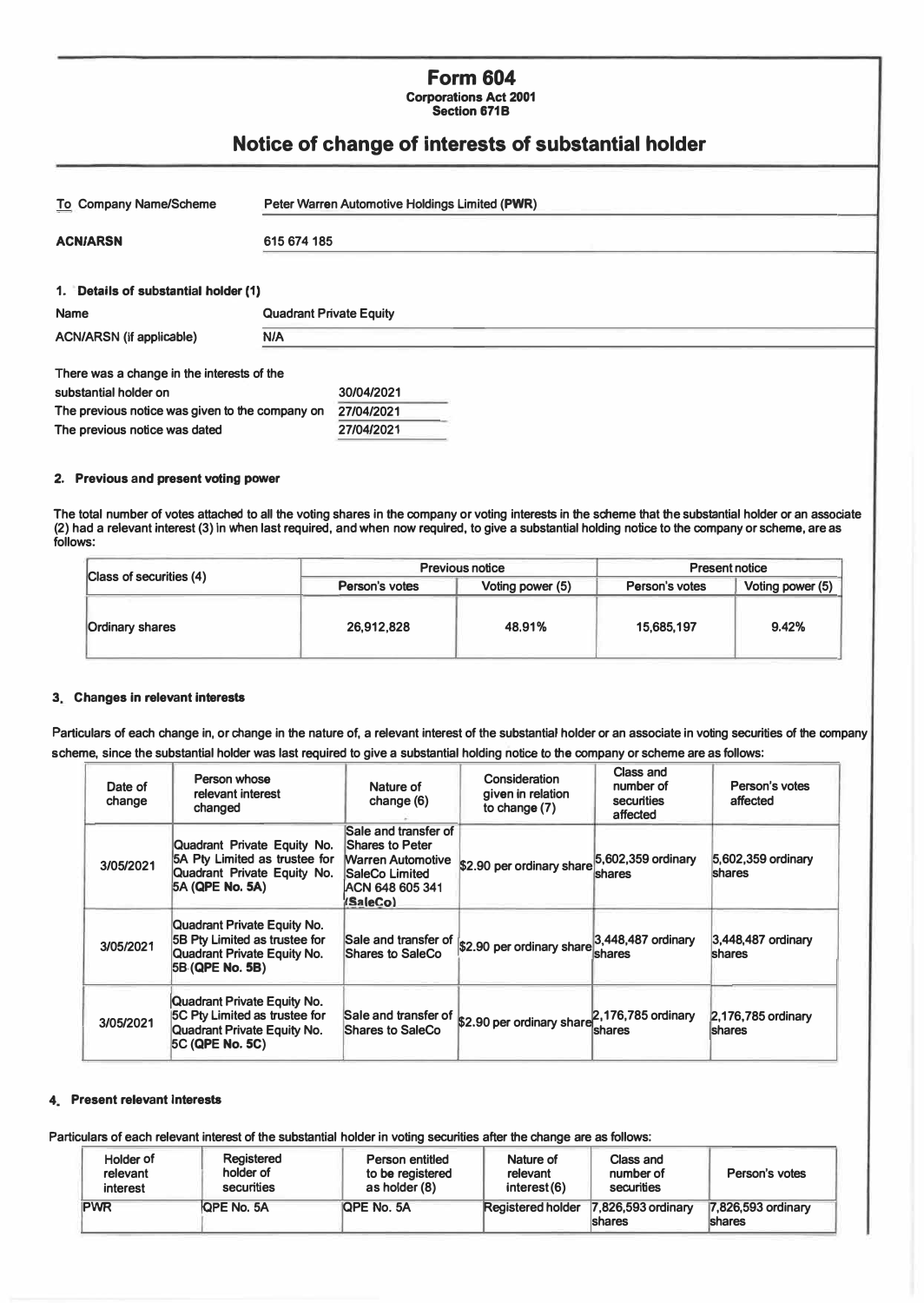# Form 604

**Corporations Act 2001**
**Section 671B**

## Notice of change of interests of substantial holder

| | |
|---|---|
| To Company Name/Scheme | Peter Warren Automotive Holdings Limited (**PWR**) |
| **ACN/ARSN** | 615 674 185 |

### 1. Details of substantial holder (1)

| | |
|---|---|
| Name | Quadrant Private Equity |
| ACN/ARSN (if applicable) | N/A |

| | |
|---|---|
| There was a change in the interests of the substantial holder on | 30/04/2021 |
| The previous notice was given to the company on | 27/04/2021 |
| The previous notice was dated | 27/04/2021 |

### 2. Previous and present voting power

The total number of votes attached to all the voting shares in the company or voting interests in the scheme that the substantial holder or an associate (2) had a relevant interest (3) in when last required, and when now required, to give a substantial holding notice to the company or scheme, are as follows:

| Class of securities (4) | Previous notice | | Present notice | |
|---|---|---|---|---|
| | Person's votes | Voting power (5) | Person's votes | Voting power (5) |
| Ordinary shares | 26,912,828 | 48.91% | 15,685,197 | 9.42% |

### 3. Changes in relevant interests

Particulars of each change in, or change in the nature of, a relevant interest of the substantial holder or an associate in voting securities of the company scheme, since the substantial holder was last required to give a substantial holding notice to the company or scheme are as follows:

| Date of change | Person whose relevant interest changed | Nature of change (6) | Consideration given in relation to change (7) | Class and number of securities affected | Person's votes affected |
|---|---|---|---|---|---|
| 3/05/2021 | Quadrant Private Equity No. 5A Pty Limited as trustee for Quadrant Private Equity No. 5A (**QPE No. 5A**) | Sale and transfer of Shares to Peter Warren Automotive SaleCo Limited ACN 648 605 341 (**SaleCo**) | $2.90 per ordinary share | 5,602,359 ordinary shares | 5,602,359 ordinary shares |
| 3/05/2021 | Quadrant Private Equity No. 5B Pty Limited as trustee for Quadrant Private Equity No. 5B (**QPE No. 5B**) | Sale and transfer of Shares to SaleCo | $2.90 per ordinary share | 3,448,487 ordinary shares | 3,448,487 ordinary shares |
| 3/05/2021 | Quadrant Private Equity No. 5C Pty Limited as trustee for Quadrant Private Equity No. 5C (**QPE No. 5C**) | Sale and transfer of Shares to SaleCo | $2.90 per ordinary share | 2,176,785 ordinary shares | 2,176,785 ordinary shares |

### 4. Present relevant interests

Particulars of each relevant interest of the substantial holder in voting securities after the change are as follows:

| Holder of relevant interest | Registered holder of securities | Person entitled to be registered as holder (8) | Nature of relevant interest (6) | Class and number of securities | Person's votes |
|---|---|---|---|---|---|
| PWR | QPE No. 5A | QPE No. 5A | Registered holder | 7,826,593 ordinary shares | 7,826,593 ordinary shares |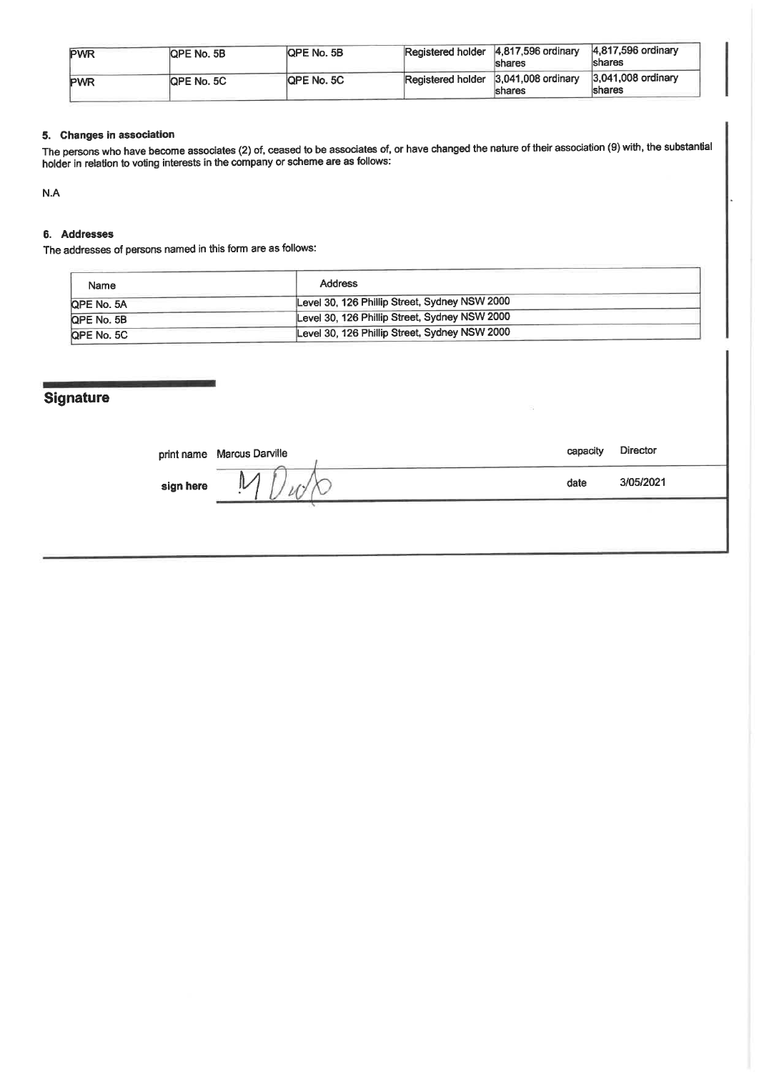| | | | | | |
|---|---|---|---|---|---|
| PWR | QPE No. 5B | QPE No. 5B | Registered holder | 4,817,596 ordinary shares | 4,817,596 ordinary shares |
| PWR | QPE No. 5C | QPE No. 5C | Registered holder | 3,041,008 ordinary shares | 3,041,008 ordinary shares |

### 5. Changes in association

The persons who have become associates (2) of, ceased to be associates of, or have changed the nature of their association (9) with, the substantial holder in relation to voting interests in the company or scheme are as follows:

N.A

### 6. Addresses

The addresses of persons named in this form are as follows:

| Name | Address |
|---|---|
| QPE No. 5A | Level 30, 126 Phillip Street, Sydney NSW 2000 |
| QPE No. 5B | Level 30, 126 Phillip Street, Sydney NSW 2000 |
| QPE No. 5C | Level 30, 126 Phillip Street, Sydney NSW 2000 |

## Signature

print name Marcus Darville

capacity Director

sign here

date 3/05/2021